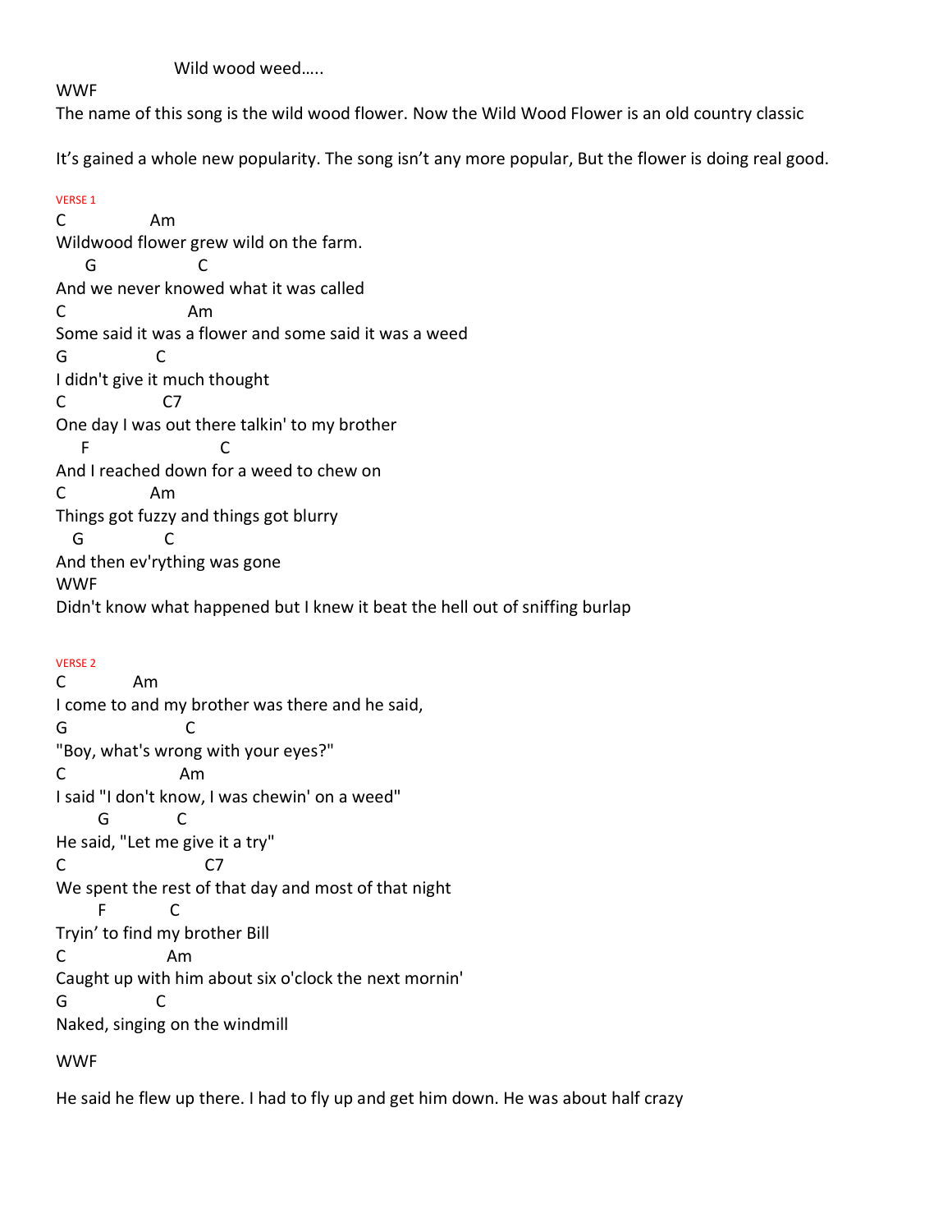Wild wood weed.....

WWF

The name of this song is the wild wood flower. Now the Wild Wood Flower is an old country classic

It's gained a whole new popularity. The song isn't any more popular, But the flower is doing real good.

VERSE 1

```
C              Am
Wildwood flower grew wild on the farm.
     G                  C
And we never knowed what it was called
C                    Am
Some said it was a flower and some said it was a weed
G              C
I didn't give it much thought
C                 C7
One day I was out there talkin' to my brother
    F                        C
And I reached down for a weed to chew on
C              Am
Things got fuzzy and things got blurry
   G             C
And then ev'rything was gone
```

WWF

Didn't know what happened but I knew it beat the hell out of sniffing burlap

VERSE 2

```
C           Am
I come to and my brother was there and he said,
G                      C
"Boy, what's wrong with your eyes?"
C                   Am
I said "I don't know, I was chewin' on a weed"
       G           C
He said, "Let me give it a try"
C                         C7
We spent the rest of that day and most of that night
       F           C
Tryin' to find my brother Bill
C                Am
Caught up with him about six o'clock the next mornin'
G              C
Naked, singing on the windmill
```

WWF

He said he flew up there. I had to fly up and get him down. He was about half crazy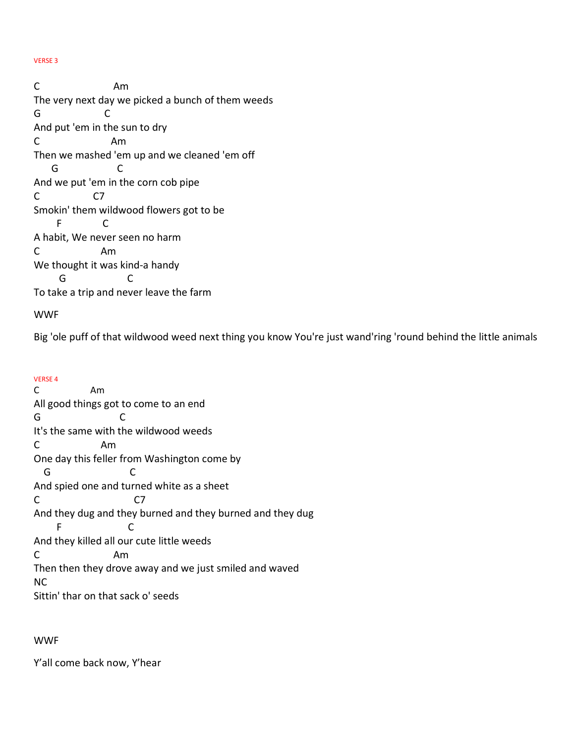VERSE 3

```
C                      Am
The very next day we picked a bunch of them weeds
G                  C
And put 'em in the sun to dry
C                     Am
Then we mashed 'em up and we cleaned 'em off
     G                 C
And we put 'em in the corn cob pipe
C               C7
Smokin' them wildwood flowers got to be
      F           C
A habit, We never seen no harm
C                 Am
We thought it was kind-a handy
       G                 C
To take a trip and never leave the farm
```

WWF

Big 'ole puff of that wildwood weed next thing you know You're just wand'ring 'round behind the little animals

VERSE 4

```
C              Am
All good things got to come to an end
G                        C
It's the same with the wildwood weeds
C                 Am
One day this feller from Washington come by
   G                       C
And spied one and turned white as a sheet
C                            C7
And they dug and they burned and they burned and they dug
      F                   C
And they killed all our cute little weeds
C                     Am
Then then they drove away and we just smiled and waved
NC
Sittin' thar on that sack o' seeds
```

WWF

Y'all come back now, Y'hear